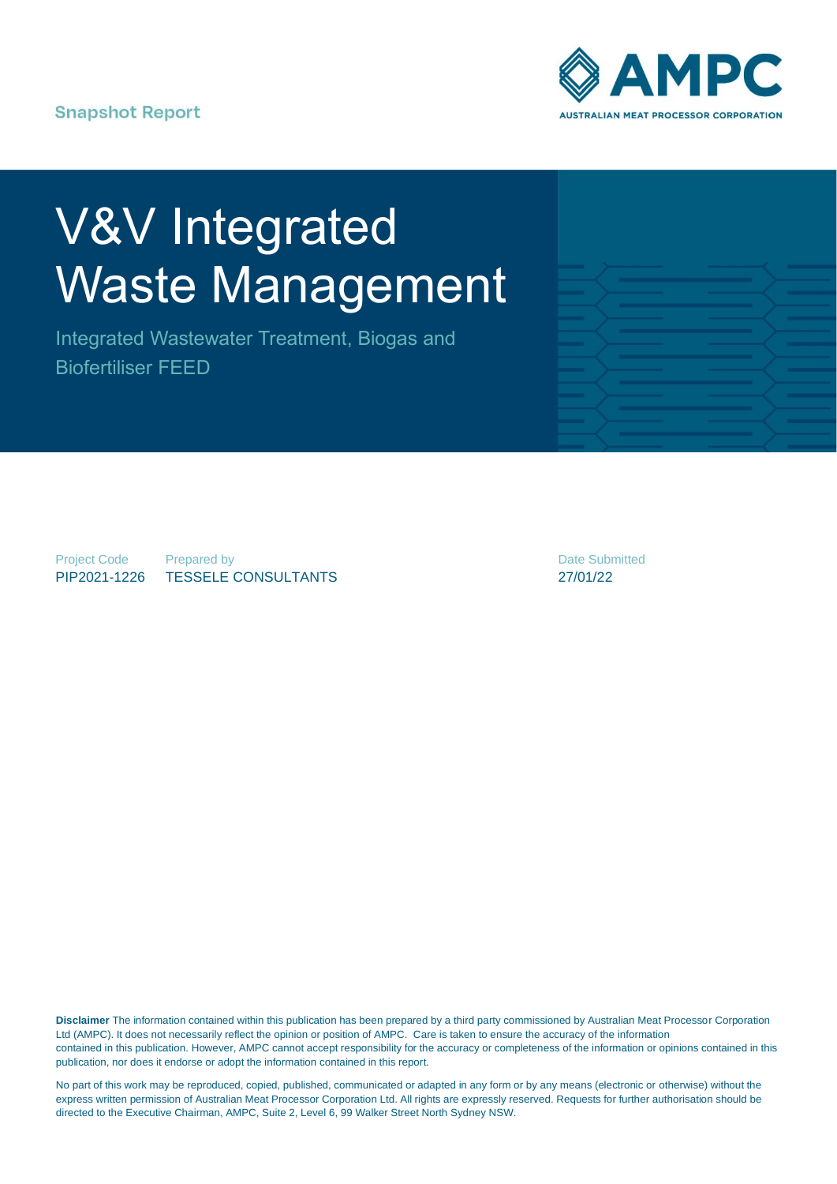Snapshot Report

AMPC
AUSTRALIAN MEAT PROCESSOR CORPORATION

# V&V Integrated Waste Management

## Integrated Wastewater Treatment, Biogas and Biofertiliser FEED

| Project Code | Prepared by | Date Submitted |
|---|---|---|
| PIP2021-1226 | TESSELE CONSULTANTS | 27/01/22 |

**Disclaimer** The information contained within this publication has been prepared by a third party commissioned by Australian Meat Processor Corporation Ltd (AMPC). It does not necessarily reflect the opinion or position of AMPC. Care is taken to ensure the accuracy of the information contained in this publication. However, AMPC cannot accept responsibility for the accuracy or completeness of the information or opinions contained in this publication, nor does it endorse or adopt the information contained in this report.

No part of this work may be reproduced, copied, published, communicated or adapted in any form or by any means (electronic or otherwise) without the express written permission of Australian Meat Processor Corporation Ltd. All rights are expressly reserved. Requests for further authorisation should be directed to the Executive Chairman, AMPC, Suite 2, Level 6, 99 Walker Street North Sydney NSW.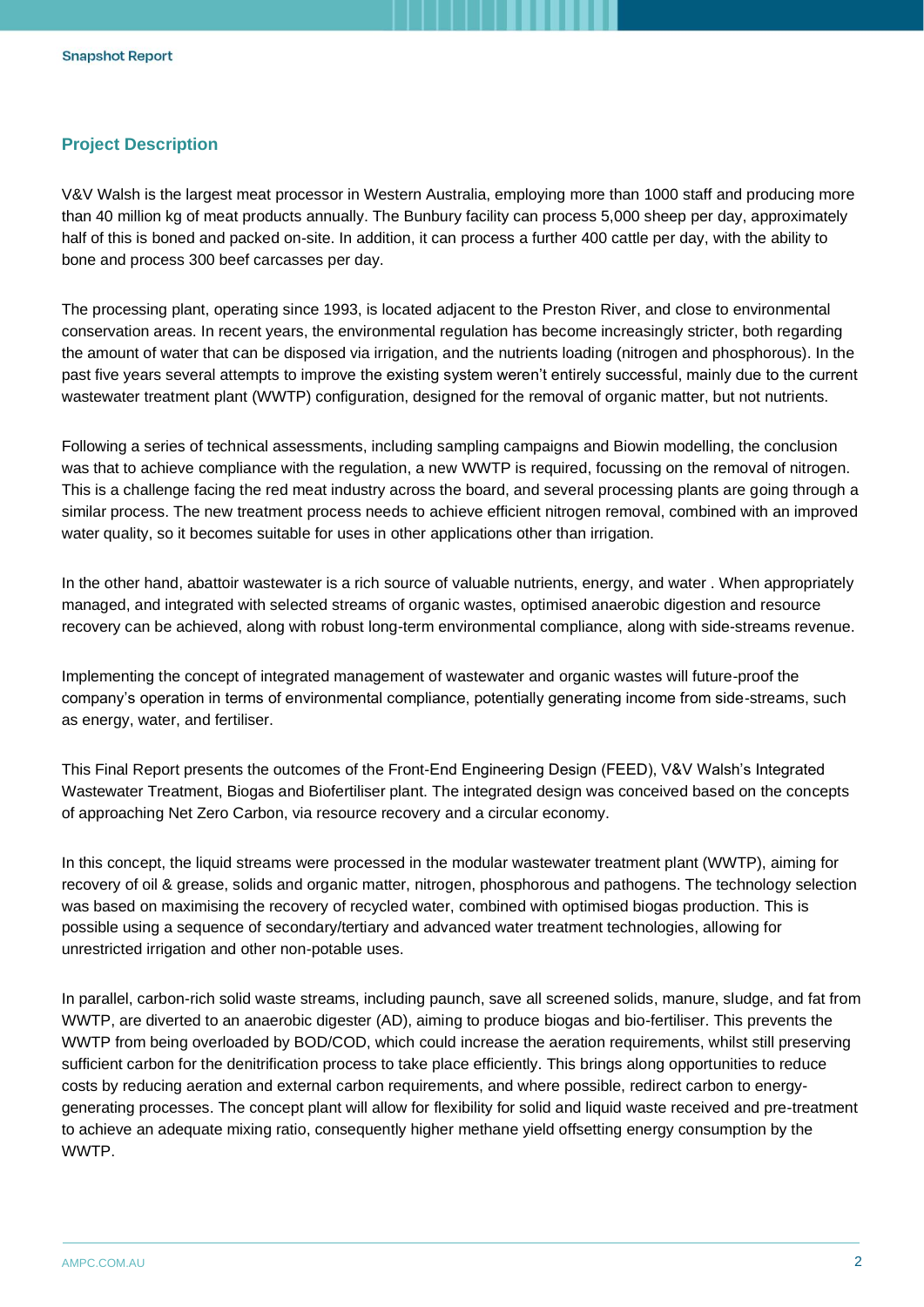## Project Description

V&V Walsh is the largest meat processor in Western Australia, employing more than 1000 staff and producing more than 40 million kg of meat products annually. The Bunbury facility can process 5,000 sheep per day, approximately half of this is boned and packed on-site. In addition, it can process a further 400 cattle per day, with the ability to bone and process 300 beef carcasses per day.

The processing plant, operating since 1993, is located adjacent to the Preston River, and close to environmental conservation areas. In recent years, the environmental regulation has become increasingly stricter, both regarding the amount of water that can be disposed via irrigation, and the nutrients loading (nitrogen and phosphorous). In the past five years several attempts to improve the existing system weren't entirely successful, mainly due to the current wastewater treatment plant (WWTP) configuration, designed for the removal of organic matter, but not nutrients.

Following a series of technical assessments, including sampling campaigns and Biowin modelling, the conclusion was that to achieve compliance with the regulation, a new WWTP is required, focussing on the removal of nitrogen. This is a challenge facing the red meat industry across the board, and several processing plants are going through a similar process. The new treatment process needs to achieve efficient nitrogen removal, combined with an improved water quality, so it becomes suitable for uses in other applications other than irrigation.

In the other hand, abattoir wastewater is a rich source of valuable nutrients, energy, and water . When appropriately managed, and integrated with selected streams of organic wastes, optimised anaerobic digestion and resource recovery can be achieved, along with robust long-term environmental compliance, along with side-streams revenue.

Implementing the concept of integrated management of wastewater and organic wastes will future-proof the company's operation in terms of environmental compliance, potentially generating income from side-streams, such as energy, water, and fertiliser.

This Final Report presents the outcomes of the Front-End Engineering Design (FEED), V&V Walsh's Integrated Wastewater Treatment, Biogas and Biofertiliser plant. The integrated design was conceived based on the concepts of approaching Net Zero Carbon, via resource recovery and a circular economy.

In this concept, the liquid streams were processed in the modular wastewater treatment plant (WWTP), aiming for recovery of oil & grease, solids and organic matter, nitrogen, phosphorous and pathogens. The technology selection was based on maximising the recovery of recycled water, combined with optimised biogas production. This is possible using a sequence of secondary/tertiary and advanced water treatment technologies, allowing for unrestricted irrigation and other non-potable uses.

In parallel, carbon-rich solid waste streams, including paunch, save all screened solids, manure, sludge, and fat from WWTP, are diverted to an anaerobic digester (AD), aiming to produce biogas and bio-fertiliser. This prevents the WWTP from being overloaded by BOD/COD, which could increase the aeration requirements, whilst still preserving sufficient carbon for the denitrification process to take place efficiently. This brings along opportunities to reduce costs by reducing aeration and external carbon requirements, and where possible, redirect carbon to energy-generating processes. The concept plant will allow for flexibility for solid and liquid waste received and pre-treatment to achieve an adequate mixing ratio, consequently higher methane yield offsetting energy consumption by the WWTP.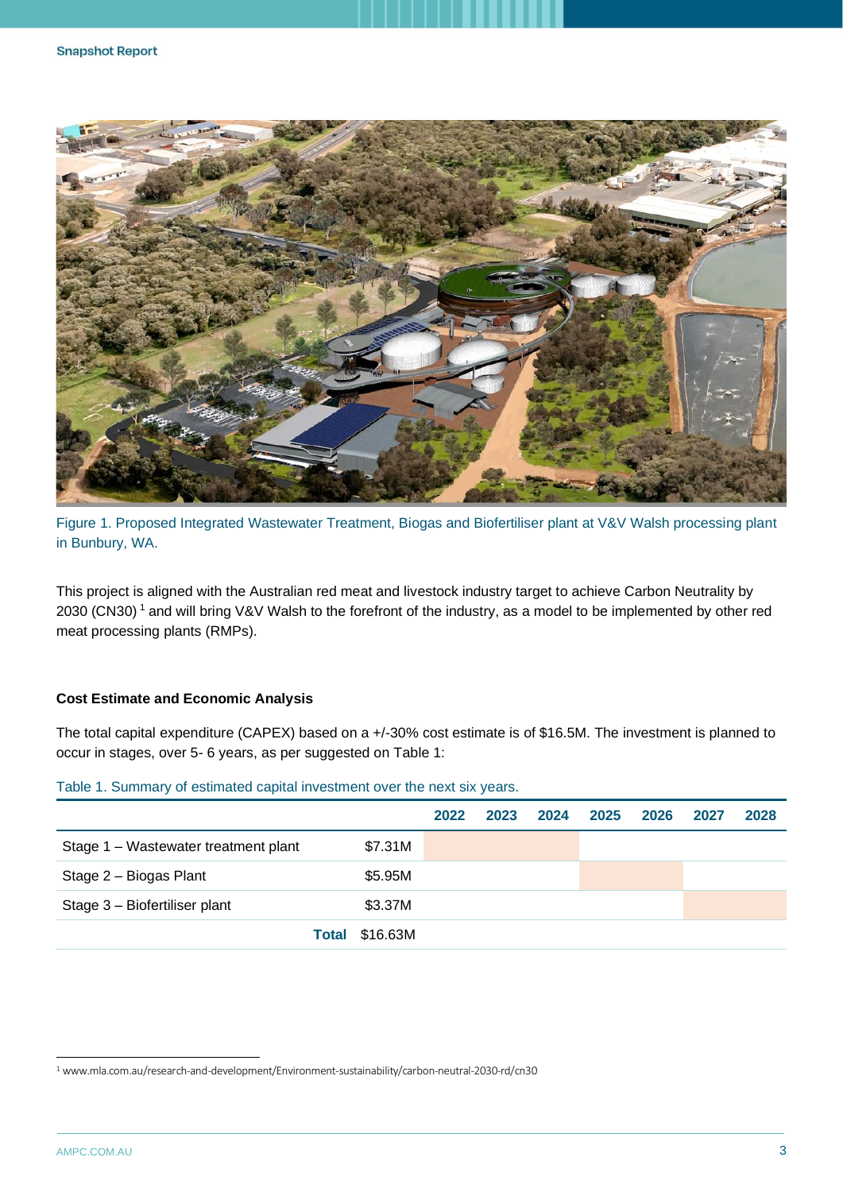Figure 1. Proposed Integrated Wastewater Treatment, Biogas and Biofertiliser plant at V&V Walsh processing plant in Bunbury, WA.

This project is aligned with the Australian red meat and livestock industry target to achieve Carbon Neutrality by 2030 (CN30) [1] and will bring V&V Walsh to the forefront of the industry, as a model to be implemented by other red meat processing plants (RMPs).

### Cost Estimate and Economic Analysis

The total capital expenditure (CAPEX) based on a +/-30% cost estimate is of $16.5M. The investment is planned to occur in stages, over 5- 6 years, as per suggested on Table 1:

Table 1. Summary of estimated capital investment over the next six years.

| | | 2022 | 2023 | 2024 | 2025 | 2026 | 2027 | 2028 |
|---|---|---|---|---|---|---|---|---|
| Stage 1 – Wastewater treatment plant | $7.31M | | | | | | | |
| Stage 2 – Biogas Plant | $5.95M | | | | | | | |
| Stage 3 – Biofertiliser plant | $3.37M | | | | | | | |
| **Total** | $16.63M | | | | | | | |

[1] www.mla.com.au/research-and-development/Environment-sustainability/carbon-neutral-2030-rd/cn30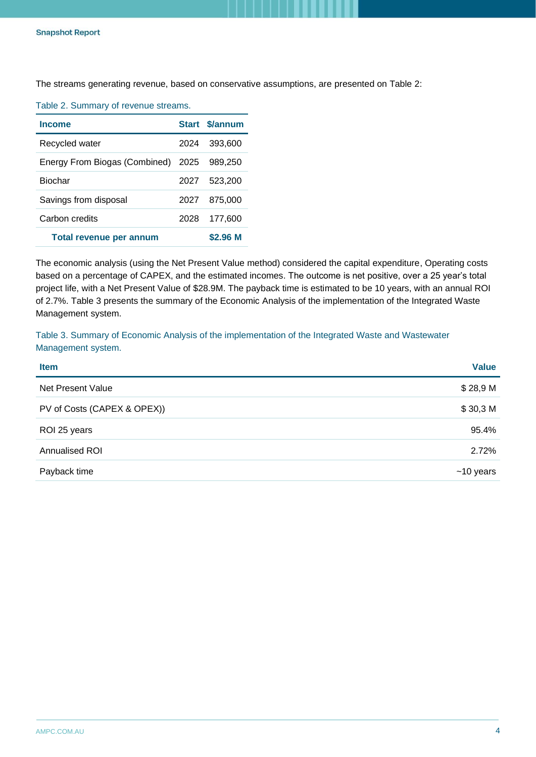The streams generating revenue, based on conservative assumptions, are presented on Table 2:

Table 2. Summary of revenue streams.

| Income | Start | $/annum |
|---|---|---|
| Recycled water | 2024 | 393,600 |
| Energy From Biogas (Combined) | 2025 | 989,250 |
| Biochar | 2027 | 523,200 |
| Savings from disposal | 2027 | 875,000 |
| Carbon credits | 2028 | 177,600 |
| **Total revenue per annum** | | **$2.96 M** |

The economic analysis (using the Net Present Value method) considered the capital expenditure, Operating costs based on a percentage of CAPEX, and the estimated incomes. The outcome is net positive, over a 25 year's total project life, with a Net Present Value of $28.9M. The payback time is estimated to be 10 years, with an annual ROI of 2.7%. Table 3 presents the summary of the Economic Analysis of the implementation of the Integrated Waste Management system.

Table 3. Summary of Economic Analysis of the implementation of the Integrated Waste and Wastewater Management system.

| Item | Value |
|---|---|
| Net Present Value | $ 28,9 M |
| PV of Costs (CAPEX & OPEX)) | $ 30,3 M |
| ROI 25 years | 95.4% |
| Annualised ROI | 2.72% |
| Payback time | ~10 years |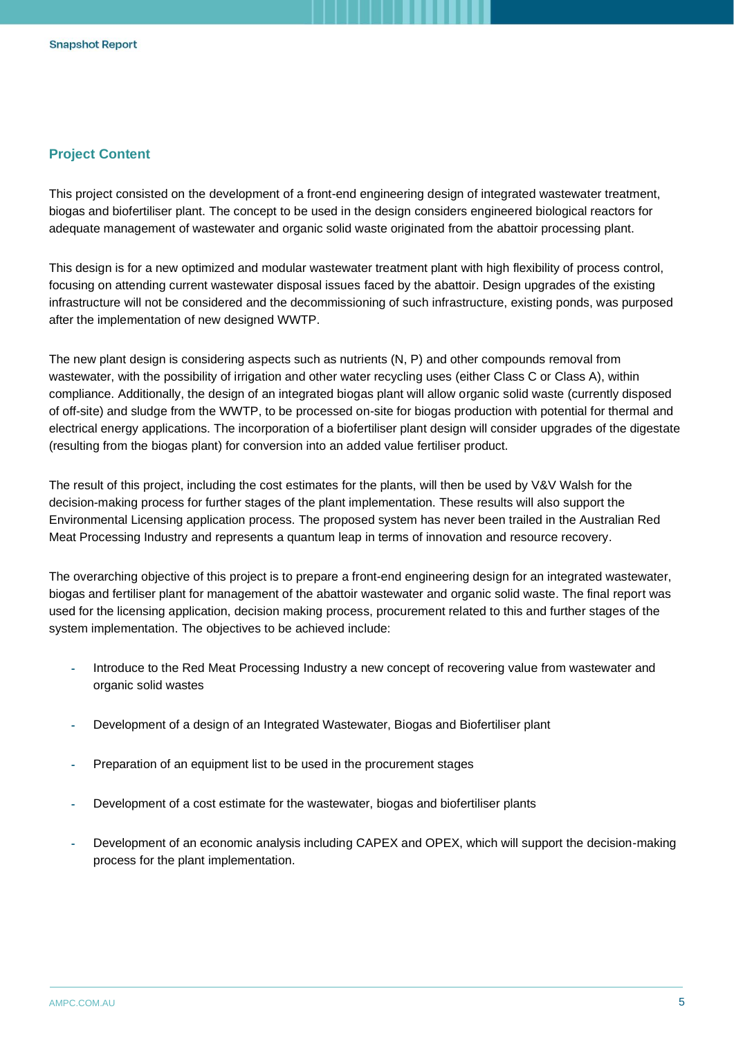## Project Content

This project consisted on the development of a front-end engineering design of integrated wastewater treatment, biogas and biofertiliser plant. The concept to be used in the design considers engineered biological reactors for adequate management of wastewater and organic solid waste originated from the abattoir processing plant.

This design is for a new optimized and modular wastewater treatment plant with high flexibility of process control, focusing on attending current wastewater disposal issues faced by the abattoir. Design upgrades of the existing infrastructure will not be considered and the decommissioning of such infrastructure, existing ponds, was purposed after the implementation of new designed WWTP.

The new plant design is considering aspects such as nutrients (N, P) and other compounds removal from wastewater, with the possibility of irrigation and other water recycling uses (either Class C or Class A), within compliance. Additionally, the design of an integrated biogas plant will allow organic solid waste (currently disposed of off-site) and sludge from the WWTP, to be processed on-site for biogas production with potential for thermal and electrical energy applications. The incorporation of a biofertiliser plant design will consider upgrades of the digestate (resulting from the biogas plant) for conversion into an added value fertiliser product.

The result of this project, including the cost estimates for the plants, will then be used by V&V Walsh for the decision-making process for further stages of the plant implementation. These results will also support the Environmental Licensing application process. The proposed system has never been trailed in the Australian Red Meat Processing Industry and represents a quantum leap in terms of innovation and resource recovery.

The overarching objective of this project is to prepare a front-end engineering design for an integrated wastewater, biogas and fertiliser plant for management of the abattoir wastewater and organic solid waste. The final report was used for the licensing application, decision making process, procurement related to this and further stages of the system implementation. The objectives to be achieved include:

- Introduce to the Red Meat Processing Industry a new concept of recovering value from wastewater and organic solid wastes
- Development of a design of an Integrated Wastewater, Biogas and Biofertiliser plant
- Preparation of an equipment list to be used in the procurement stages
- Development of a cost estimate for the wastewater, biogas and biofertiliser plants
- Development of an economic analysis including CAPEX and OPEX, which will support the decision-making process for the plant implementation.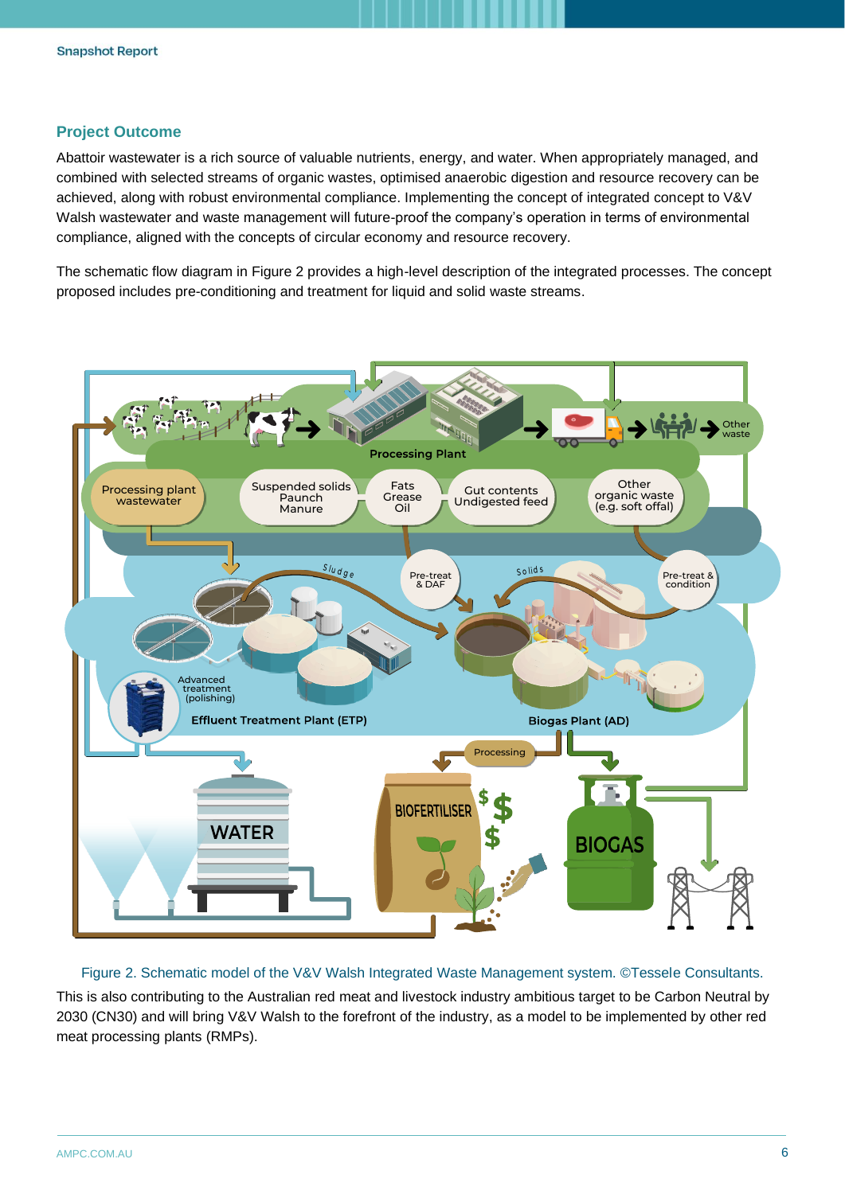## Project Outcome

Abattoir wastewater is a rich source of valuable nutrients, energy, and water. When appropriately managed, and combined with selected streams of organic wastes, optimised anaerobic digestion and resource recovery can be achieved, along with robust environmental compliance. Implementing the concept of integrated concept to V&V Walsh wastewater and waste management will future-proof the company's operation in terms of environmental compliance, aligned with the concepts of circular economy and resource recovery.

The schematic flow diagram in Figure 2 provides a high-level description of the integrated processes. The concept proposed includes pre-conditioning and treatment for liquid and solid waste streams.

Figure 2. Schematic model of the V&V Walsh Integrated Waste Management system. ©Tessele Consultants.

This is also contributing to the Australian red meat and livestock industry ambitious target to be Carbon Neutral by 2030 (CN30) and will bring V&V Walsh to the forefront of the industry, as a model to be implemented by other red meat processing plants (RMPs).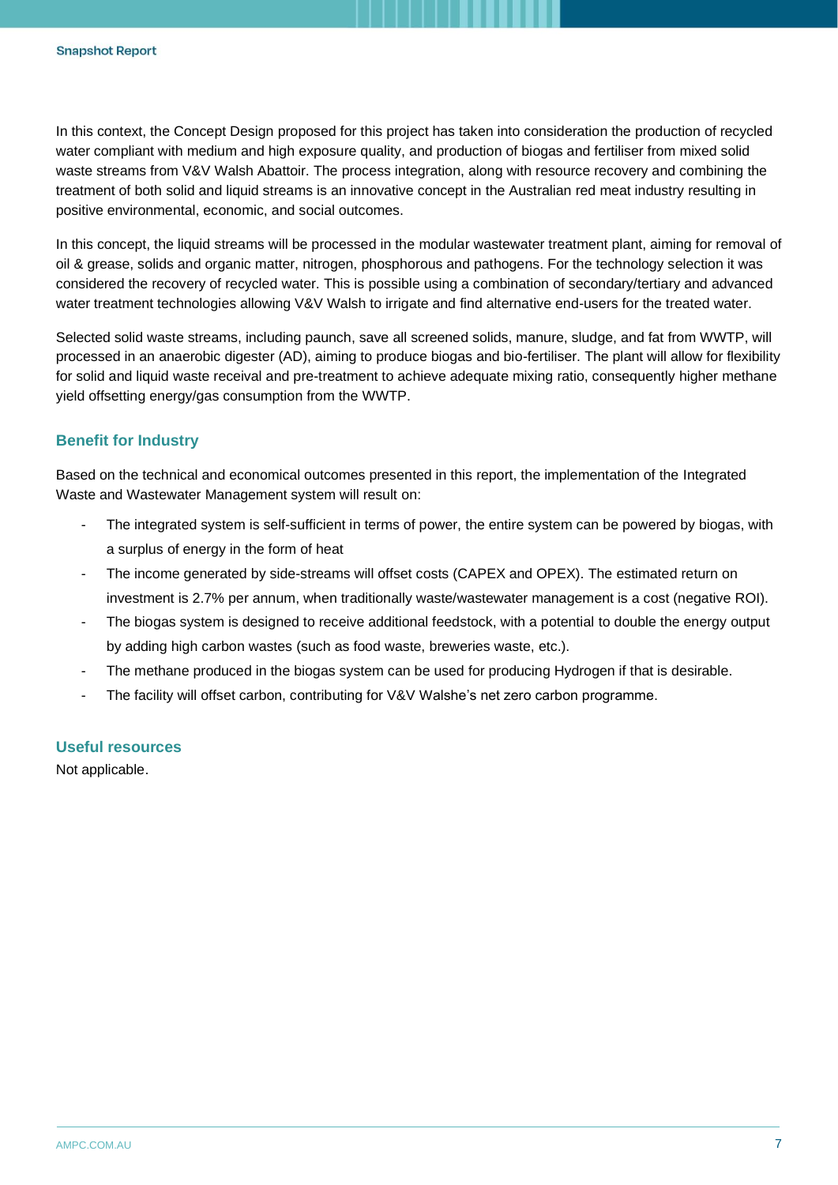In this context, the Concept Design proposed for this project has taken into consideration the production of recycled water compliant with medium and high exposure quality, and production of biogas and fertiliser from mixed solid waste streams from V&V Walsh Abattoir. The process integration, along with resource recovery and combining the treatment of both solid and liquid streams is an innovative concept in the Australian red meat industry resulting in positive environmental, economic, and social outcomes.

In this concept, the liquid streams will be processed in the modular wastewater treatment plant, aiming for removal of oil & grease, solids and organic matter, nitrogen, phosphorous and pathogens. For the technology selection it was considered the recovery of recycled water. This is possible using a combination of secondary/tertiary and advanced water treatment technologies allowing V&V Walsh to irrigate and find alternative end-users for the treated water.

Selected solid waste streams, including paunch, save all screened solids, manure, sludge, and fat from WWTP, will processed in an anaerobic digester (AD), aiming to produce biogas and bio-fertiliser. The plant will allow for flexibility for solid and liquid waste receival and pre-treatment to achieve adequate mixing ratio, consequently higher methane yield offsetting energy/gas consumption from the WWTP.

## Benefit for Industry

Based on the technical and economical outcomes presented in this report, the implementation of the Integrated Waste and Wastewater Management system will result on:

- The integrated system is self-sufficient in terms of power, the entire system can be powered by biogas, with a surplus of energy in the form of heat
- The income generated by side-streams will offset costs (CAPEX and OPEX). The estimated return on investment is 2.7% per annum, when traditionally waste/wastewater management is a cost (negative ROI).
- The biogas system is designed to receive additional feedstock, with a potential to double the energy output by adding high carbon wastes (such as food waste, breweries waste, etc.).
- The methane produced in the biogas system can be used for producing Hydrogen if that is desirable.
- The facility will offset carbon, contributing for V&V Walshe's net zero carbon programme.

## Useful resources

Not applicable.